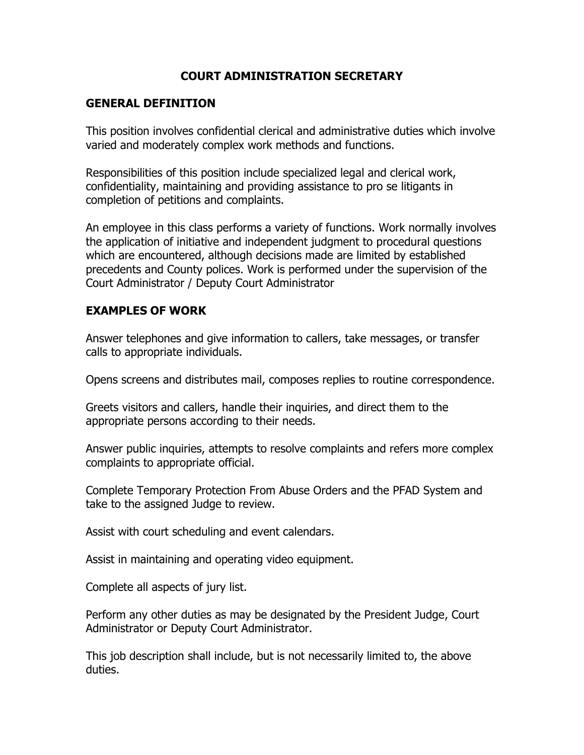# COURT ADMINISTRATION SECRETARY

## GENERAL DEFINITION

This position involves confidential clerical and administrative duties which involve varied and moderately complex work methods and functions.

Responsibilities of this position include specialized legal and clerical work, confidentiality, maintaining and providing assistance to pro se litigants in completion of petitions and complaints.

An employee in this class performs a variety of functions. Work normally involves the application of initiative and independent judgment to procedural questions which are encountered, although decisions made are limited by established precedents and County polices. Work is performed under the supervision of the Court Administrator / Deputy Court Administrator

## EXAMPLES OF WORK

Answer telephones and give information to callers, take messages, or transfer calls to appropriate individuals.

Opens screens and distributes mail, composes replies to routine correspondence.

Greets visitors and callers, handle their inquiries, and direct them to the appropriate persons according to their needs.

Answer public inquiries, attempts to resolve complaints and refers more complex complaints to appropriate official.

Complete Temporary Protection From Abuse Orders and the PFAD System and take to the assigned Judge to review.

Assist with court scheduling and event calendars.

Assist in maintaining and operating video equipment.

Complete all aspects of jury list.

Perform any other duties as may be designated by the President Judge, Court Administrator or Deputy Court Administrator.

This job description shall include, but is not necessarily limited to, the above duties.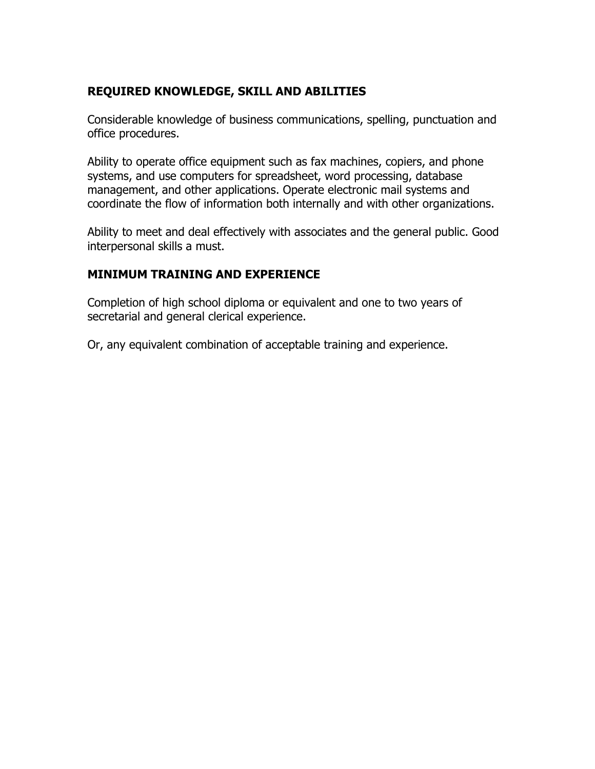## REQUIRED KNOWLEDGE, SKILL AND ABILITIES

Considerable knowledge of business communications, spelling, punctuation and office procedures.

Ability to operate office equipment such as fax machines, copiers, and phone systems, and use computers for spreadsheet, word processing, database management, and other applications. Operate electronic mail systems and coordinate the flow of information both internally and with other organizations.

Ability to meet and deal effectively with associates and the general public. Good interpersonal skills a must.

## MINIMUM TRAINING AND EXPERIENCE

Completion of high school diploma or equivalent and one to two years of secretarial and general clerical experience.

Or, any equivalent combination of acceptable training and experience.